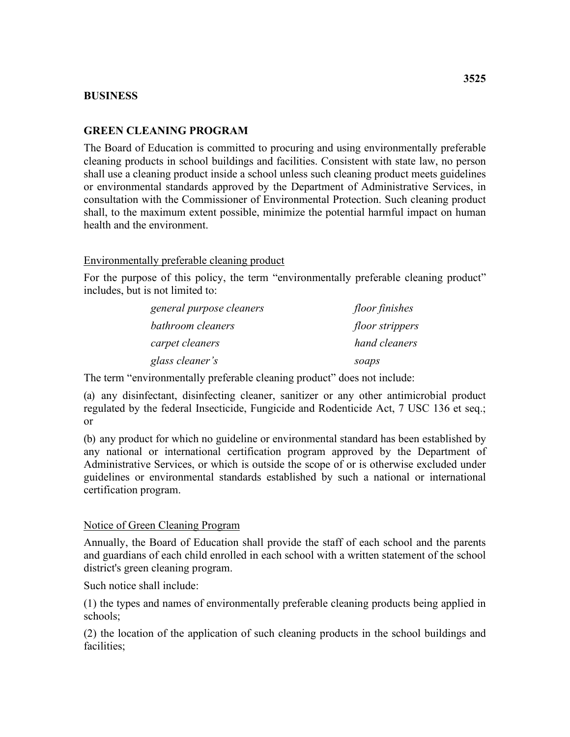**3525**

**BUSINESS**

## GREEN CLEANING PROGRAM

The Board of Education is committed to procuring and using environmentally preferable cleaning products in school buildings and facilities. Consistent with state law, no person shall use a cleaning product inside a school unless such cleaning product meets guidelines or environmental standards approved by the Department of Administrative Services, in consultation with the Commissioner of Environmental Protection. Such cleaning product shall, to the maximum extent possible, minimize the potential harmful impact on human health and the environment.

### Environmentally preferable cleaning product

For the purpose of this policy, the term "environmentally preferable cleaning product" includes, but is not limited to:

| | |
|---|---|
| *general purpose cleaners* | *floor finishes* |
| *bathroom cleaners* | *floor strippers* |
| *carpet cleaners* | *hand cleaners* |
| *glass cleaner's* | *soaps* |

The term "environmentally preferable cleaning product" does not include:

(a) any disinfectant, disinfecting cleaner, sanitizer or any other antimicrobial product regulated by the federal Insecticide, Fungicide and Rodenticide Act, 7 USC 136 et seq.; or

(b) any product for which no guideline or environmental standard has been established by any national or international certification program approved by the Department of Administrative Services, or which is outside the scope of or is otherwise excluded under guidelines or environmental standards established by such a national or international certification program.

### Notice of Green Cleaning Program

Annually, the Board of Education shall provide the staff of each school and the parents and guardians of each child enrolled in each school with a written statement of the school district's green cleaning program.

Such notice shall include:

(1) the types and names of environmentally preferable cleaning products being applied in schools;

(2) the location of the application of such cleaning products in the school buildings and facilities;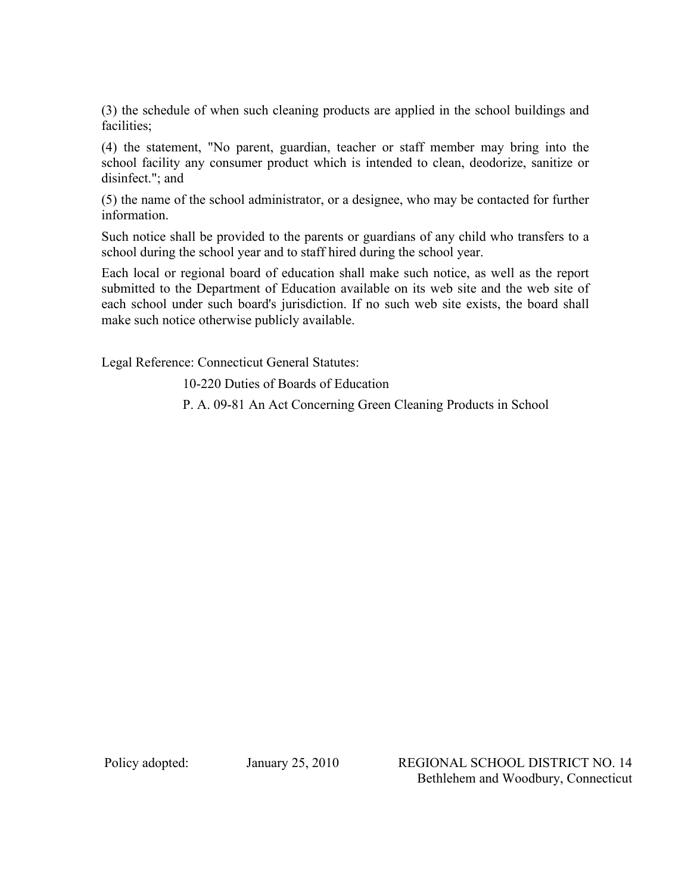(3) the schedule of when such cleaning products are applied in the school buildings and facilities;

(4) the statement, "No parent, guardian, teacher or staff member may bring into the school facility any consumer product which is intended to clean, deodorize, sanitize or disinfect."; and

(5) the name of the school administrator, or a designee, who may be contacted for further information.

Such notice shall be provided to the parents or guardians of any child who transfers to a school during the school year and to staff hired during the school year.

Each local or regional board of education shall make such notice, as well as the report submitted to the Department of Education available on its web site and the web site of each school under such board's jurisdiction. If no such web site exists, the board shall make such notice otherwise publicly available.

Legal Reference: Connecticut General Statutes:

10-220 Duties of Boards of Education

P. A. 09-81 An Act Concerning Green Cleaning Products in School

Policy adopted: January 25, 2010

REGIONAL SCHOOL DISTRICT NO. 14
Bethlehem and Woodbury, Connecticut